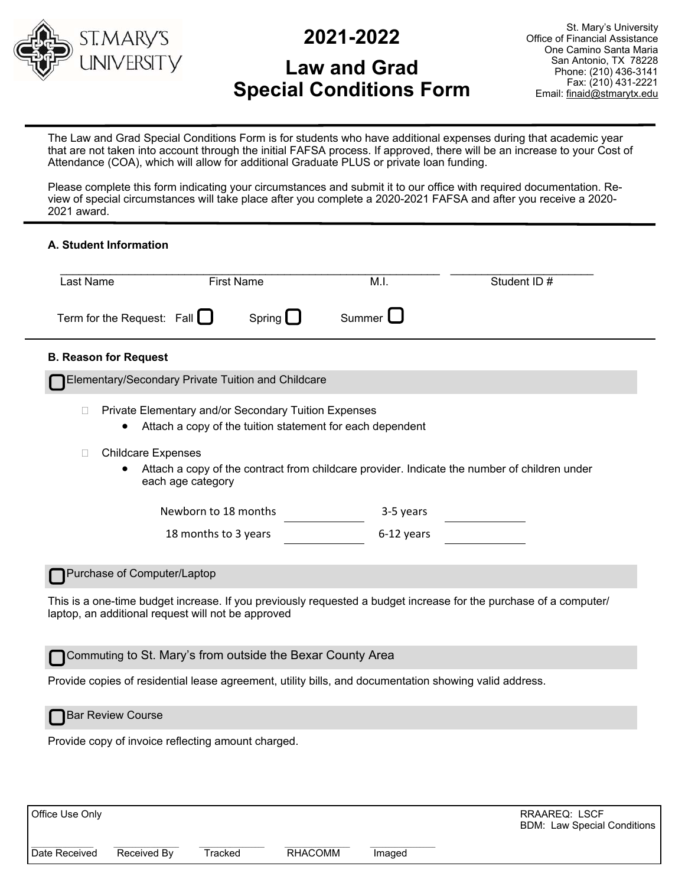St. Mary's University
Office of Financial Assistance
One Camino Santa Maria
San Antonio, TX 78228
Phone: (210) 436-3141
Fax: (210) 431-2221
Email: finaid@stmarytx.edu

# 2021-2022

# Law and Grad Special Conditions Form

The Law and Grad Special Conditions Form is for students who have additional expenses during that academic year that are not taken into account through the initial FAFSA process. If approved, there will be an increase to your Cost of Attendance (COA), which will allow for additional Graduate PLUS or private loan funding.

Please complete this form indicating your circumstances and submit it to our office with required documentation. Review of special circumstances will take place after you complete a 2020-2021 FAFSA and after you receive a 2020-2021 award.

**A. Student Information**

\_\_\_\_\_\_\_\_\_\_\_\_\_\_\_\_\_\_\_\_\_\_\_\_\_\_\_\_\_\_\_\_\_\_\_\_\_\_\_\_\_\_\_\_\_\_\_\_\_\_\_\_\_\_ \_\_\_\_\_\_\_\_\_\_\_\_\_\_\_\_\_\_\_\_\_\_
Last Name First Name M.I. Student ID #

Term for the Request: Fall ☐ Spring ☐ Summer ☐

**B. Reason for Request**

☐ Elementary/Secondary Private Tuition and Childcare

- ☐ Private Elementary and/or Secondary Tuition Expenses
  - Attach a copy of the tuition statement for each dependent
- ☐ Childcare Expenses
  - Attach a copy of the contract from childcare provider. Indicate the number of children under each age category

| | | | |
|---|---|---|---|
| Newborn to 18 months | \_\_\_\_\_\_\_\_\_\_ | 3-5 years | \_\_\_\_\_\_\_\_\_\_ |
| 18 months to 3 years | \_\_\_\_\_\_\_\_\_\_ | 6-12 years | \_\_\_\_\_\_\_\_\_\_ |

☐ Purchase of Computer/Laptop

This is a one-time budget increase. If you previously requested a budget increase for the purchase of a computer/laptop, an additional request will not be approved

☐ Commuting to St. Mary's from outside the Bexar County Area

Provide copies of residential lease agreement, utility bills, and documentation showing valid address.

☐ Bar Review Course

Provide copy of invoice reflecting amount charged.

Office Use Only

RRAAREQ: LSCF
BDM: Law Special Conditions

| Date Received | Received By | Tracked | RHACOMM | Imaged |
|---|---|---|---|---|
| | | | | |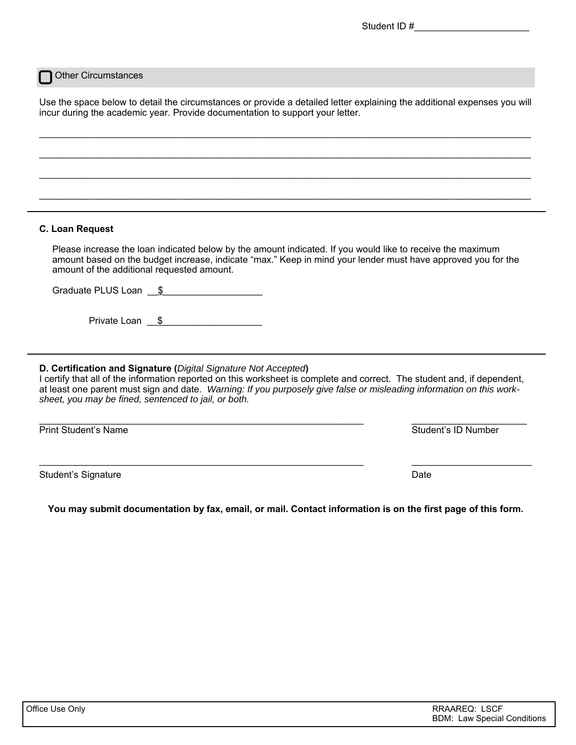Student ID #______________________

☐ Other Circumstances

Use the space below to detail the circumstances or provide a detailed letter explaining the additional expenses you will incur during the academic year. Provide documentation to support your letter.

_______________________________________________________________________________________

_______________________________________________________________________________________

_______________________________________________________________________________________

_______________________________________________________________________________________

---

**C. Loan Request**

Please increase the loan indicated below by the amount indicated. If you would like to receive the maximum amount based on the budget increase, indicate "max." Keep in mind your lender must have approved you for the amount of the additional requested amount.

Graduate PLUS Loan __$___________________

Private Loan __$___________________

---

**D. Certification and Signature (*Digital Signature Not Accepted*)**
I certify that all of the information reported on this worksheet is complete and correct. The student and, if dependent, at least one parent must sign and date. *Warning: If you purposely give false or misleading information on this worksheet, you may be fined, sentenced to jail, or both.*

_________________________________________________________________ _______________________
Print Student's Name Student's ID Number

_________________________________________________________________ _______________________
Student's Signature Date

**You may submit documentation by fax, email, or mail. Contact information is on the first page of this form.**

| | |
|---|---|
| Office Use Only | RRAAREQ: LSCF<br>BDM: Law Special Conditions |